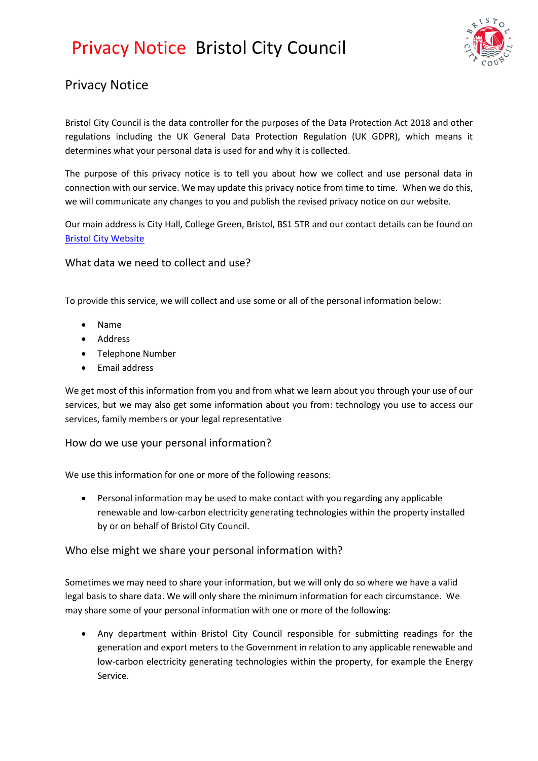# Privacy Notice Bristol City Council

## Privacy Notice

Bristol City Council is the data controller for the purposes of the Data Protection Act 2018 and other regulations including the UK General Data Protection Regulation (UK GDPR), which means it determines what your personal data is used for and why it is collected.

The purpose of this privacy notice is to tell you about how we collect and use personal data in connection with our service. We may update this privacy notice from time to time. When we do this, we will communicate any changes to you and publish the revised privacy notice on our website.

Our main address is City Hall, College Green, Bristol, BS1 5TR and our contact details can be found on [Bristol City Website]

### What data we need to collect and use?

To provide this service, we will collect and use some or all of the personal information below:

- Name
- Address
- Telephone Number
- Email address

We get most of this information from you and from what we learn about you through your use of our services, but we may also get some information about you from: technology you use to access our services, family members or your legal representative

### How do we use your personal information?

We use this information for one or more of the following reasons:

- Personal information may be used to make contact with you regarding any applicable renewable and low-carbon electricity generating technologies within the property installed by or on behalf of Bristol City Council.

### Who else might we share your personal information with?

Sometimes we may need to share your information, but we will only do so where we have a valid legal basis to share data. We will only share the minimum information for each circumstance. We may share some of your personal information with one or more of the following:

- Any department within Bristol City Council responsible for submitting readings for the generation and export meters to the Government in relation to any applicable renewable and low-carbon electricity generating technologies within the property, for example the Energy Service.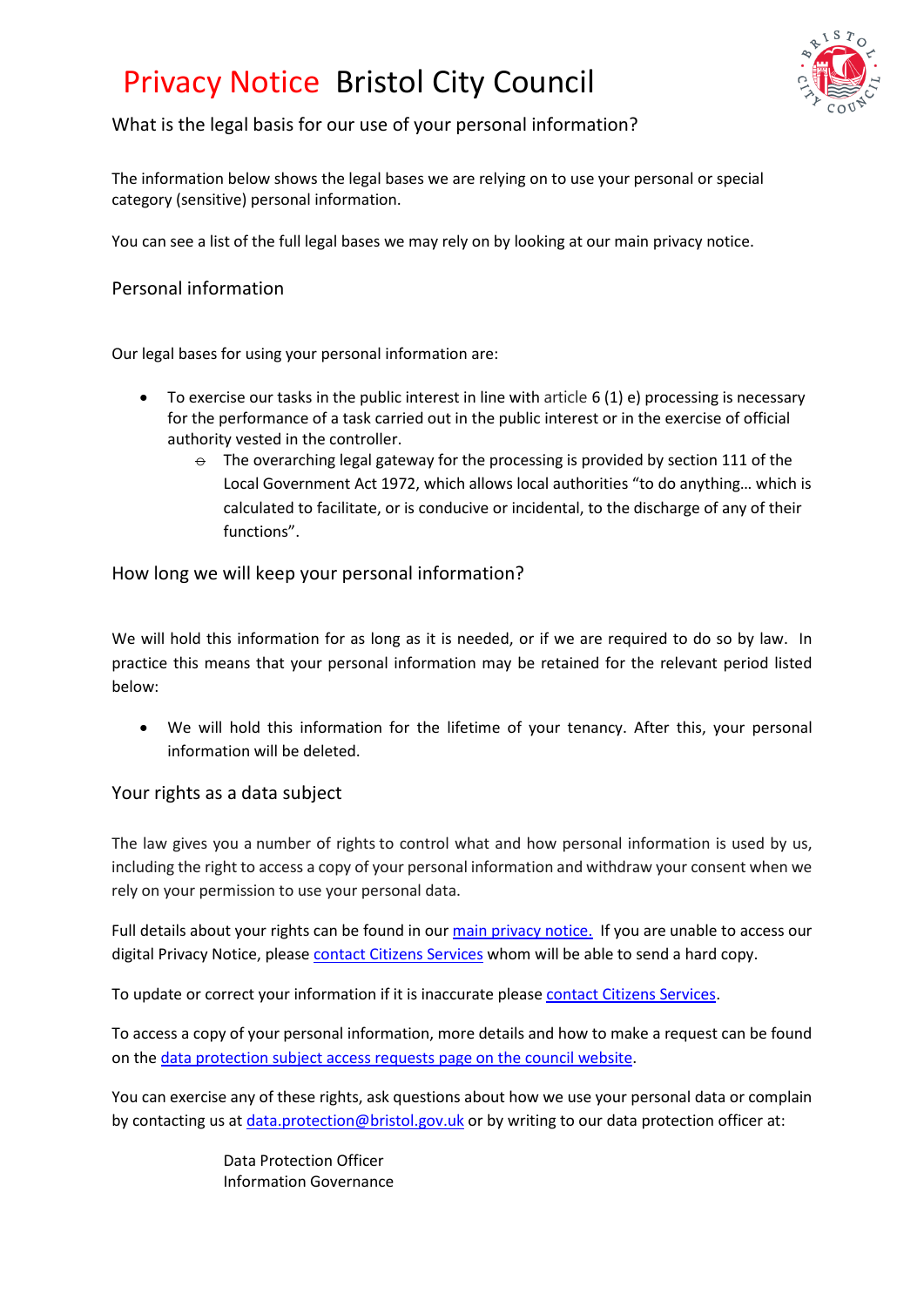# Privacy Notice Bristol City Council

## What is the legal basis for our use of your personal information?

The information below shows the legal bases we are relying on to use your personal or special category (sensitive) personal information.

You can see a list of the full legal bases we may rely on by looking at our main privacy notice.

### Personal information

Our legal bases for using your personal information are:

- To exercise our tasks in the public interest in line with article 6 (1) e) processing is necessary for the performance of a task carried out in the public interest or in the exercise of official authority vested in the controller.
  - The overarching legal gateway for the processing is provided by section 111 of the Local Government Act 1972, which allows local authorities "to do anything… which is calculated to facilitate, or is conducive or incidental, to the discharge of any of their functions".

## How long we will keep your personal information?

We will hold this information for as long as it is needed, or if we are required to do so by law. In practice this means that your personal information may be retained for the relevant period listed below:

- We will hold this information for the lifetime of your tenancy. After this, your personal information will be deleted.

## Your rights as a data subject

The law gives you a number of rights to control what and how personal information is used by us, including the right to access a copy of your personal information and withdraw your consent when we rely on your permission to use your personal data.

Full details about your rights can be found in our main privacy notice. If you are unable to access our digital Privacy Notice, please contact Citizens Services whom will be able to send a hard copy.

To update or correct your information if it is inaccurate please contact Citizens Services.

To access a copy of your personal information, more details and how to make a request can be found on the data protection subject access requests page on the council website.

You can exercise any of these rights, ask questions about how we use your personal data or complain by contacting us at data.protection@bristol.gov.uk or by writing to our data protection officer at:

Data Protection Officer
Information Governance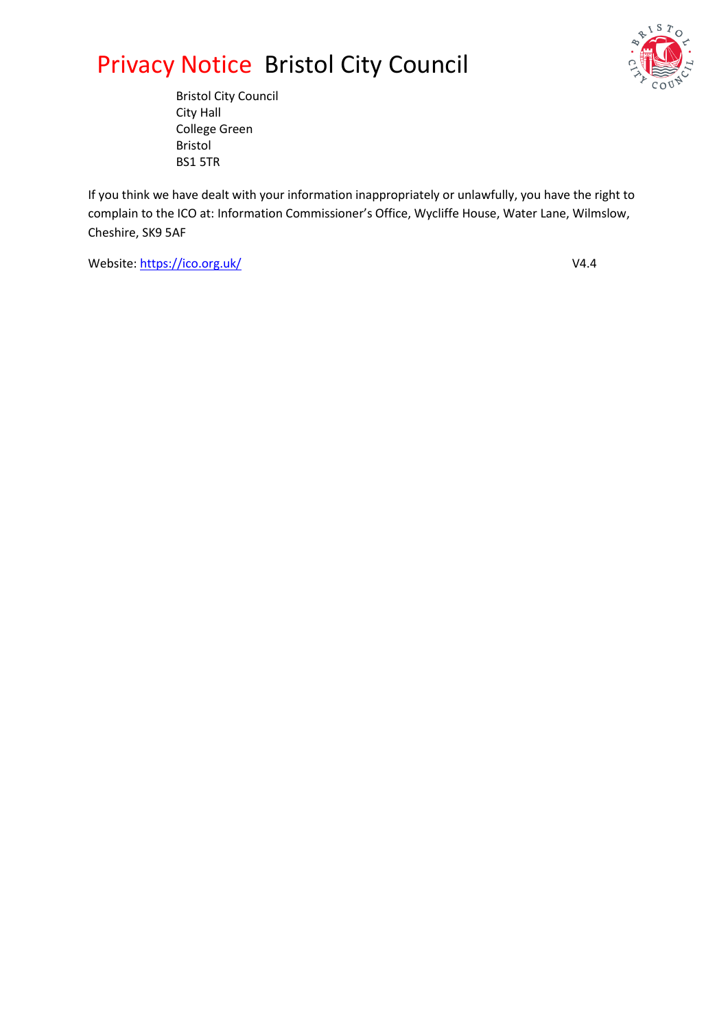Bristol City Council
City Hall
College Green
Bristol
BS1 5TR

If you think we have dealt with your information inappropriately or unlawfully, you have the right to complain to the ICO at: Information Commissioner's Office, Wycliffe House, Water Lane, Wilmslow, Cheshire, SK9 5AF

Website: https://ico.org.uk/

V4.4